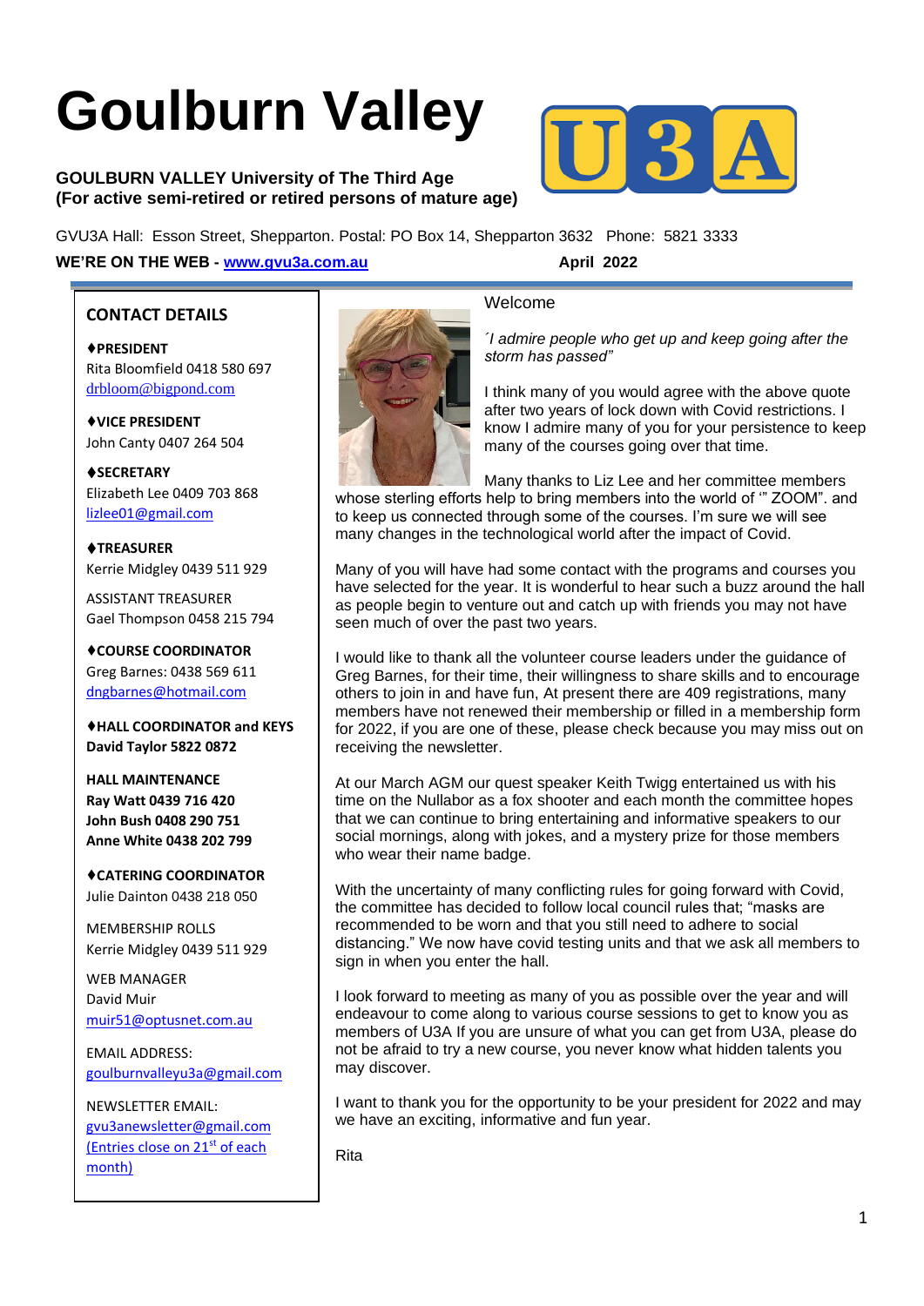# Goulburn Valley

**GOULBURN VALLEY University of The Third Age**
**(For active semi-retired or retired persons of mature age)**

GVU3A Hall: Esson Street, Shepparton. Postal: PO Box 14, Shepparton 3632 Phone: 5821 3333

**WE'RE ON THE WEB - [www.gvu3a.com.au](http://www.gvu3a.com.au)** **April 2022**

## CONTACT DETAILS

**♦PRESIDENT**
Rita Bloomfield 0418 580 697
drbloom@bigpond.com

**♦VICE PRESIDENT**
John Canty 0407 264 504

**♦SECRETARY**
Elizabeth Lee 0409 703 868
lizlee01@gmail.com

**♦TREASURER**
Kerrie Midgley 0439 511 929

ASSISTANT TREASURER
Gael Thompson 0458 215 794

**♦COURSE COORDINATOR**
Greg Barnes: 0438 569 611
dngbarnes@hotmail.com

**♦HALL COORDINATOR and KEYS**
**David Taylor 5822 0872**

**HALL MAINTENANCE**
**Ray Watt 0439 716 420**
**John Bush 0408 290 751**
**Anne White 0438 202 799**

**♦CATERING COORDINATOR**
Julie Dainton 0438 218 050

MEMBERSHIP ROLLS
Kerrie Midgley 0439 511 929

WEB MANAGER
David Muir
muir51@optusnet.com.au

EMAIL ADDRESS:
goulburnvalleyu3a@gmail.com

NEWSLETTER EMAIL:
gvu3anewsletter@gmail.com
(Entries close on 21st of each month)

## Welcome

*´I admire people who get up and keep going after the storm has passed"*

I think many of you would agree with the above quote after two years of lock down with Covid restrictions. I know I admire many of you for your persistence to keep many of the courses going over that time.

Many thanks to Liz Lee and her committee members whose sterling efforts help to bring members into the world of '" ZOOM". and to keep us connected through some of the courses. I'm sure we will see many changes in the technological world after the impact of Covid.

Many of you will have had some contact with the programs and courses you have selected for the year. It is wonderful to hear such a buzz around the hall as people begin to venture out and catch up with friends you may not have seen much of over the past two years.

I would like to thank all the volunteer course leaders under the guidance of Greg Barnes, for their time, their willingness to share skills and to encourage others to join in and have fun, At present there are 409 registrations, many members have not renewed their membership or filled in a membership form for 2022, if you are one of these, please check because you may miss out on receiving the newsletter.

At our March AGM our quest speaker Keith Twigg entertained us with his time on the Nullabor as a fox shooter and each month the committee hopes that we can continue to bring entertaining and informative speakers to our social mornings, along with jokes, and a mystery prize for those members who wear their name badge.

With the uncertainty of many conflicting rules for going forward with Covid, the committee has decided to follow local council rules that; "masks are recommended to be worn and that you still need to adhere to social distancing." We now have covid testing units and that we ask all members to sign in when you enter the hall.

I look forward to meeting as many of you as possible over the year and will endeavour to come along to various course sessions to get to know you as members of U3A If you are unsure of what you can get from U3A, please do not be afraid to try a new course, you never know what hidden talents you may discover.

I want to thank you for the opportunity to be your president for 2022 and may we have an exciting, informative and fun year.

Rita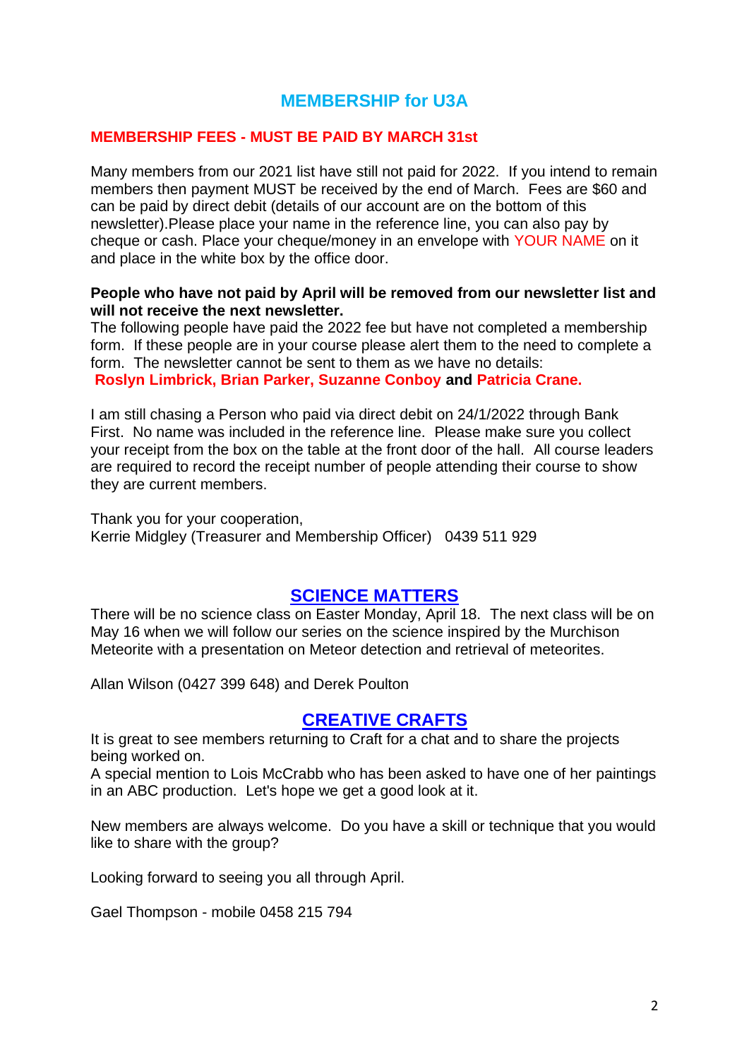## MEMBERSHIP for U3A

**MEMBERSHIP FEES - MUST BE PAID BY MARCH 31st**

Many members from our 2021 list have still not paid for 2022. If you intend to remain members then payment MUST be received by the end of March. Fees are $60 and can be paid by direct debit (details of our account are on the bottom of this newsletter).Please place your name in the reference line, you can also pay by cheque or cash. Place your cheque/money in an envelope with YOUR NAME on it and place in the white box by the office door.

**People who have not paid by April will be removed from our newsletter list and will not receive the next newsletter.**

The following people have paid the 2022 fee but have not completed a membership form. If these people are in your course please alert them to the need to complete a form. The newsletter cannot be sent to them as we have no details:
**Roslyn Limbrick, Brian Parker, Suzanne Conboy and Patricia Crane.**

I am still chasing a Person who paid via direct debit on 24/1/2022 through Bank First. No name was included in the reference line. Please make sure you collect your receipt from the box on the table at the front door of the hall. All course leaders are required to record the receipt number of people attending their course to show they are current members.

Thank you for your cooperation,
Kerrie Midgley (Treasurer and Membership Officer) 0439 511 929

## SCIENCE MATTERS

There will be no science class on Easter Monday, April 18. The next class will be on May 16 when we will follow our series on the science inspired by the Murchison Meteorite with a presentation on Meteor detection and retrieval of meteorites.

Allan Wilson (0427 399 648) and Derek Poulton

## CREATIVE CRAFTS

It is great to see members returning to Craft for a chat and to share the projects being worked on.
A special mention to Lois McCrabb who has been asked to have one of her paintings in an ABC production. Let's hope we get a good look at it.

New members are always welcome. Do you have a skill or technique that you would like to share with the group?

Looking forward to seeing you all through April.

Gael Thompson - mobile 0458 215 794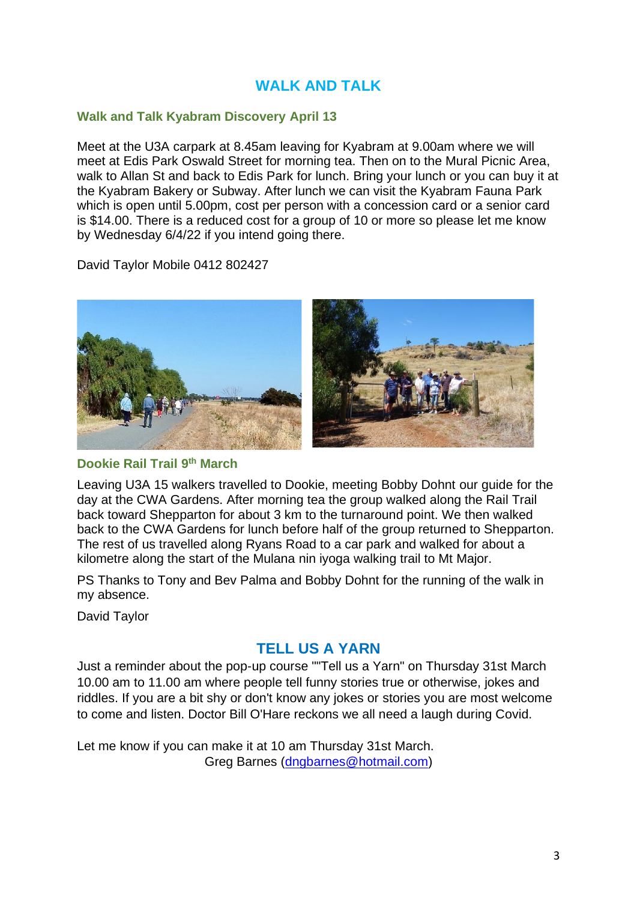# WALK AND TALK

### Walk and Talk Kyabram Discovery April 13

Meet at the U3A carpark at 8.45am leaving for Kyabram at 9.00am where we will meet at Edis Park Oswald Street for morning tea. Then on to the Mural Picnic Area, walk to Allan St and back to Edis Park for lunch. Bring your lunch or you can buy it at the Kyabram Bakery or Subway. After lunch we can visit the Kyabram Fauna Park which is open until 5.00pm, cost per person with a concession card or a senior card is $14.00. There is a reduced cost for a group of 10 or more so please let me know by Wednesday 6/4/22 if you intend going there.

David Taylor Mobile 0412 802427

### Dookie Rail Trail 9th March

Leaving U3A 15 walkers travelled to Dookie, meeting Bobby Dohnt our guide for the day at the CWA Gardens. After morning tea the group walked along the Rail Trail back toward Shepparton for about 3 km to the turnaround point. We then walked back to the CWA Gardens for lunch before half of the group returned to Shepparton. The rest of us travelled along Ryans Road to a car park and walked for about a kilometre along the start of the Mulana nin iyoga walking trail to Mt Major.

PS Thanks to Tony and Bev Palma and Bobby Dohnt for the running of the walk in my absence.

David Taylor

# TELL US A YARN

Just a reminder about the pop-up course ""Tell us a Yarn" on Thursday 31st March 10.00 am to 11.00 am where people tell funny stories true or otherwise, jokes and riddles. If you are a bit shy or don't know any jokes or stories you are most welcome to come and listen. Doctor Bill O'Hare reckons we all need a laugh during Covid.

Let me know if you can make it at 10 am Thursday 31st March.
Greg Barnes (dngbarnes@hotmail.com)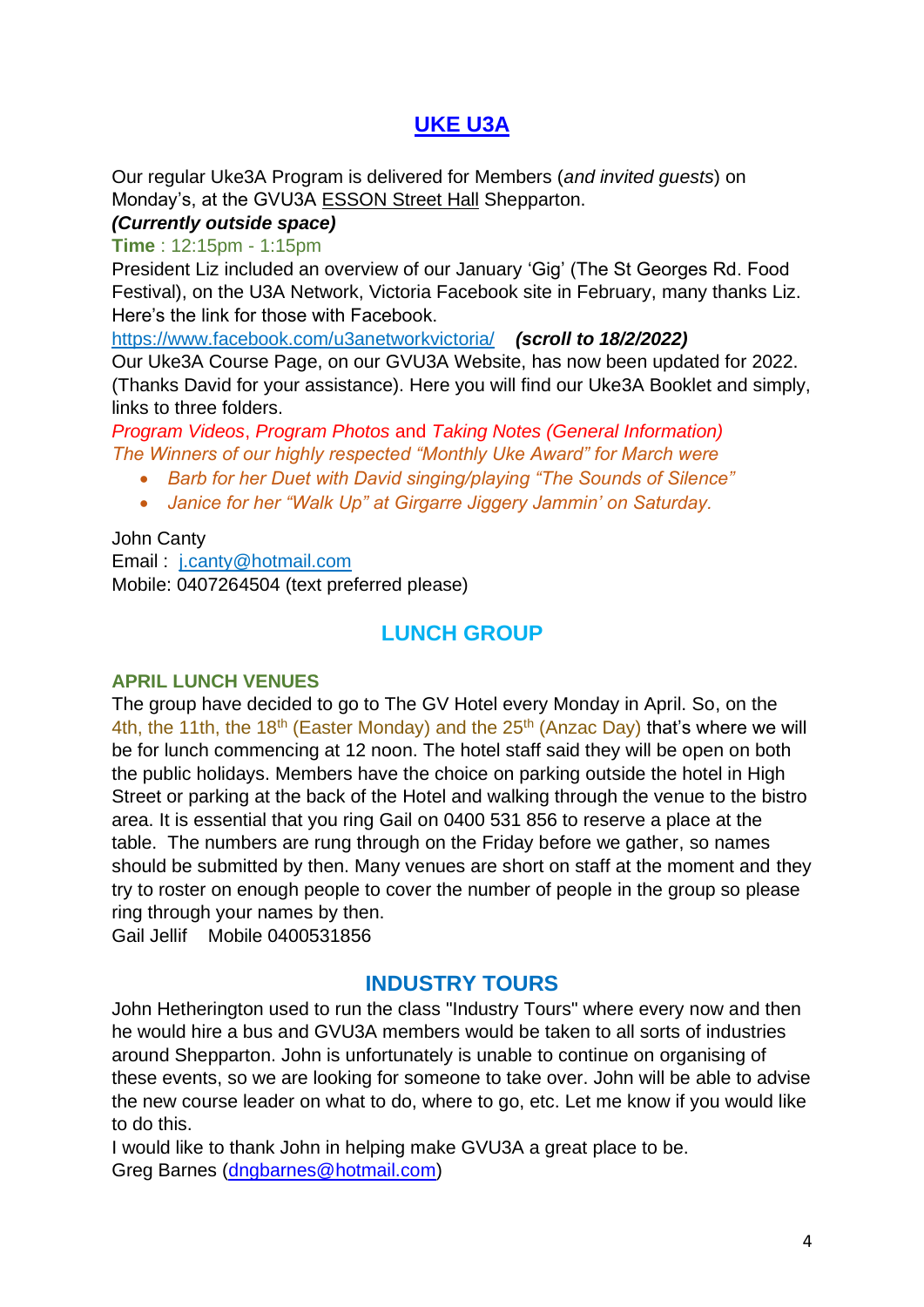## [UKE U3A]

Our regular Uke3A Program is delivered for Members (*and invited guests*) on Monday's, at the GVU3A ESSON Street Hall Shepparton.

***(Currently outside space)***

**Time** : 12:15pm - 1:15pm

President Liz included an overview of our January 'Gig' (The St Georges Rd. Food Festival), on the U3A Network, Victoria Facebook site in February, many thanks Liz. Here's the link for those with Facebook.

https://www.facebook.com/u3anetworkvictoria/ ***(scroll to 18/2/2022)***

Our Uke3A Course Page, on our GVU3A Website, has now been updated for 2022. (Thanks David for your assistance). Here you will find our Uke3A Booklet and simply, links to three folders.

*Program Videos*, *Program Photos* and *Taking Notes (General Information)*

*The Winners of our highly respected "Monthly Uke Award" for March were*

- *Barb for her Duet with David singing/playing "The Sounds of Silence"*
- *Janice for her "Walk Up" at Girgarre Jiggery Jammin' on Saturday.*

John Canty
Email : j.canty@hotmail.com
Mobile: 0407264504 (text preferred please)

## LUNCH GROUP

### APRIL LUNCH VENUES

The group have decided to go to The GV Hotel every Monday in April. So, on the 4th, the 11th, the 18th (Easter Monday) and the 25th (Anzac Day) that's where we will be for lunch commencing at 12 noon. The hotel staff said they will be open on both the public holidays. Members have the choice on parking outside the hotel in High Street or parking at the back of the Hotel and walking through the venue to the bistro area. It is essential that you ring Gail on 0400 531 856 to reserve a place at the table. The numbers are rung through on the Friday before we gather, so names should be submitted by then. Many venues are short on staff at the moment and they try to roster on enough people to cover the number of people in the group so please ring through your names by then.

Gail Jellif Mobile 0400531856

## INDUSTRY TOURS

John Hetherington used to run the class "Industry Tours" where every now and then he would hire a bus and GVU3A members would be taken to all sorts of industries around Shepparton. John is unfortunately is unable to continue on organising of these events, so we are looking for someone to take over. John will be able to advise the new course leader on what to do, where to go, etc. Let me know if you would like to do this.

I would like to thank John in helping make GVU3A a great place to be.

Greg Barnes (dngbarnes@hotmail.com)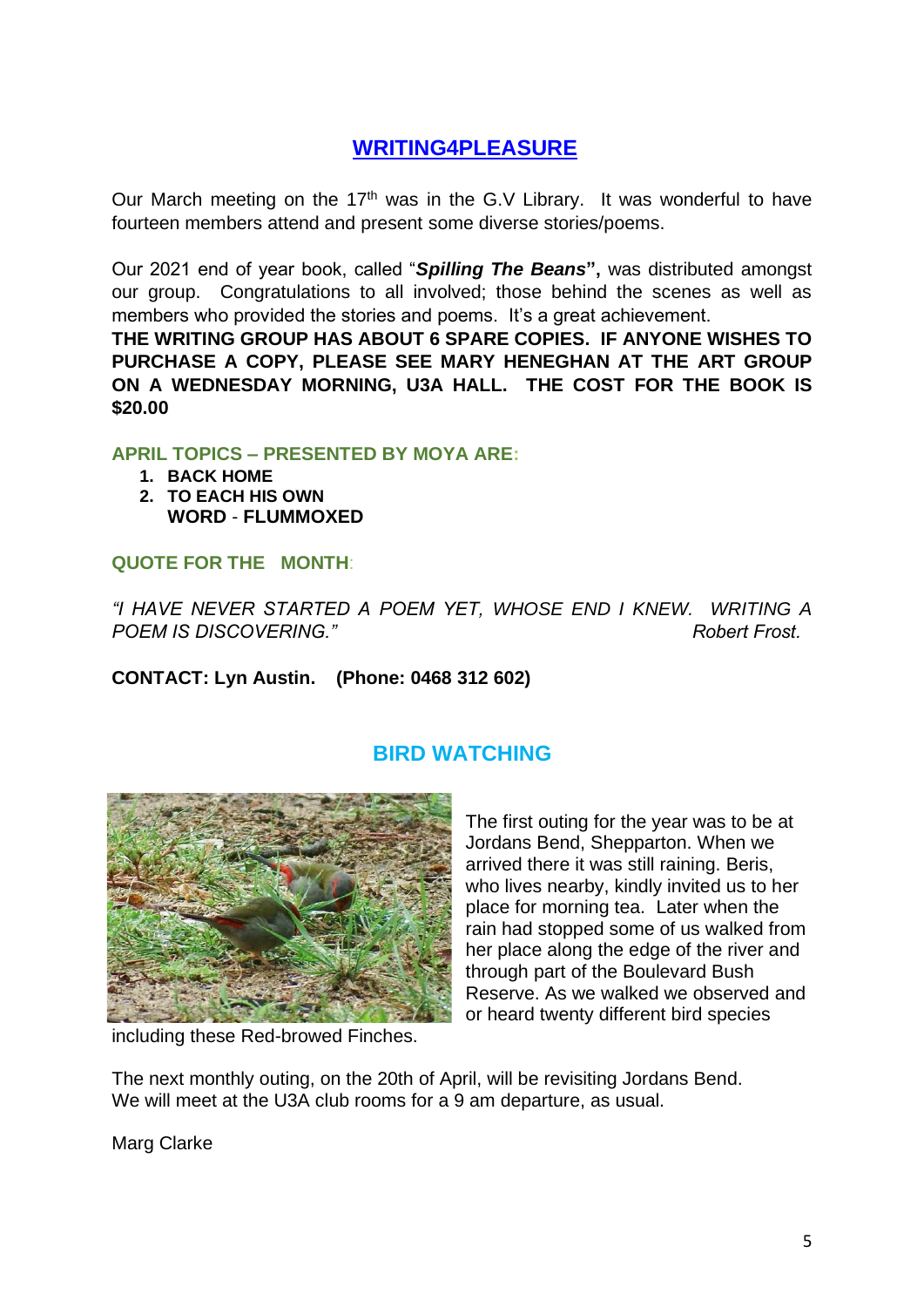## WRITING4PLEASURE

Our March meeting on the 17th was in the G.V Library. It was wonderful to have fourteen members attend and present some diverse stories/poems.

Our 2021 end of year book, called "***Spilling The Beans*"**, was distributed amongst our group. Congratulations to all involved; those behind the scenes as well as members who provided the stories and poems. It's a great achievement.

**THE WRITING GROUP HAS ABOUT 6 SPARE COPIES. IF ANYONE WISHES TO PURCHASE A COPY, PLEASE SEE MARY HENEGHAN AT THE ART GROUP ON A WEDNESDAY MORNING, U3A HALL. THE COST FOR THE BOOK IS $20.00**

**APRIL TOPICS – PRESENTED BY MOYA ARE:**

1. **BACK HOME**
2. **TO EACH HIS OWN**

   **WORD** - **FLUMMOXED**

**QUOTE FOR THE MONTH:**

*"I HAVE NEVER STARTED A POEM YET, WHOSE END I KNEW. WRITING A POEM IS DISCOVERING."* *Robert Frost.*

**CONTACT: Lyn Austin. (Phone: 0468 312 602)**

## BIRD WATCHING

The first outing for the year was to be at Jordans Bend, Shepparton. When we arrived there it was still raining. Beris, who lives nearby, kindly invited us to her place for morning tea. Later when the rain had stopped some of us walked from her place along the edge of the river and through part of the Boulevard Bush Reserve. As we walked we observed and or heard twenty different bird species including these Red-browed Finches.

The next monthly outing, on the 20th of April, will be revisiting Jordans Bend. We will meet at the U3A club rooms for a 9 am departure, as usual.

Marg Clarke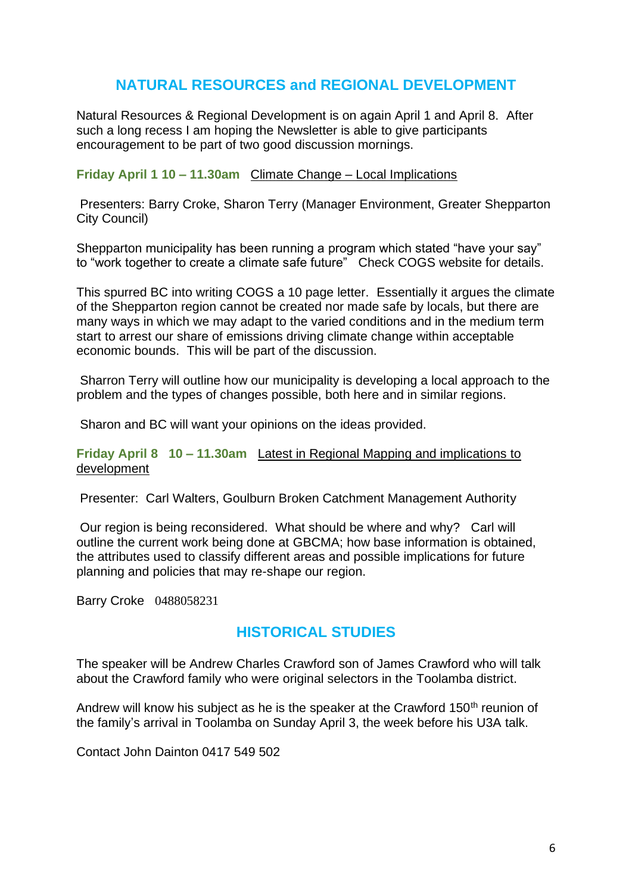## NATURAL RESOURCES and REGIONAL DEVELOPMENT

Natural Resources & Regional Development is on again April 1 and April 8. After such a long recess I am hoping the Newsletter is able to give participants encouragement to be part of two good discussion mornings.

**Friday April 1 10 – 11.30am** Climate Change – Local Implications

Presenters: Barry Croke, Sharon Terry (Manager Environment, Greater Shepparton City Council)

Shepparton municipality has been running a program which stated "have your say" to "work together to create a climate safe future" Check COGS website for details.

This spurred BC into writing COGS a 10 page letter. Essentially it argues the climate of the Shepparton region cannot be created nor made safe by locals, but there are many ways in which we may adapt to the varied conditions and in the medium term start to arrest our share of emissions driving climate change within acceptable economic bounds. This will be part of the discussion.

Sharron Terry will outline how our municipality is developing a local approach to the problem and the types of changes possible, both here and in similar regions.

Sharon and BC will want your opinions on the ideas provided.

**Friday April 8 10 – 11.30am** Latest in Regional Mapping and implications to development

Presenter: Carl Walters, Goulburn Broken Catchment Management Authority

Our region is being reconsidered. What should be where and why? Carl will outline the current work being done at GBCMA; how base information is obtained, the attributes used to classify different areas and possible implications for future planning and policies that may re-shape our region.

Barry Croke 0488058231

## HISTORICAL STUDIES

The speaker will be Andrew Charles Crawford son of James Crawford who will talk about the Crawford family who were original selectors in the Toolamba district.

Andrew will know his subject as he is the speaker at the Crawford 150th reunion of the family's arrival in Toolamba on Sunday April 3, the week before his U3A talk.

Contact John Dainton 0417 549 502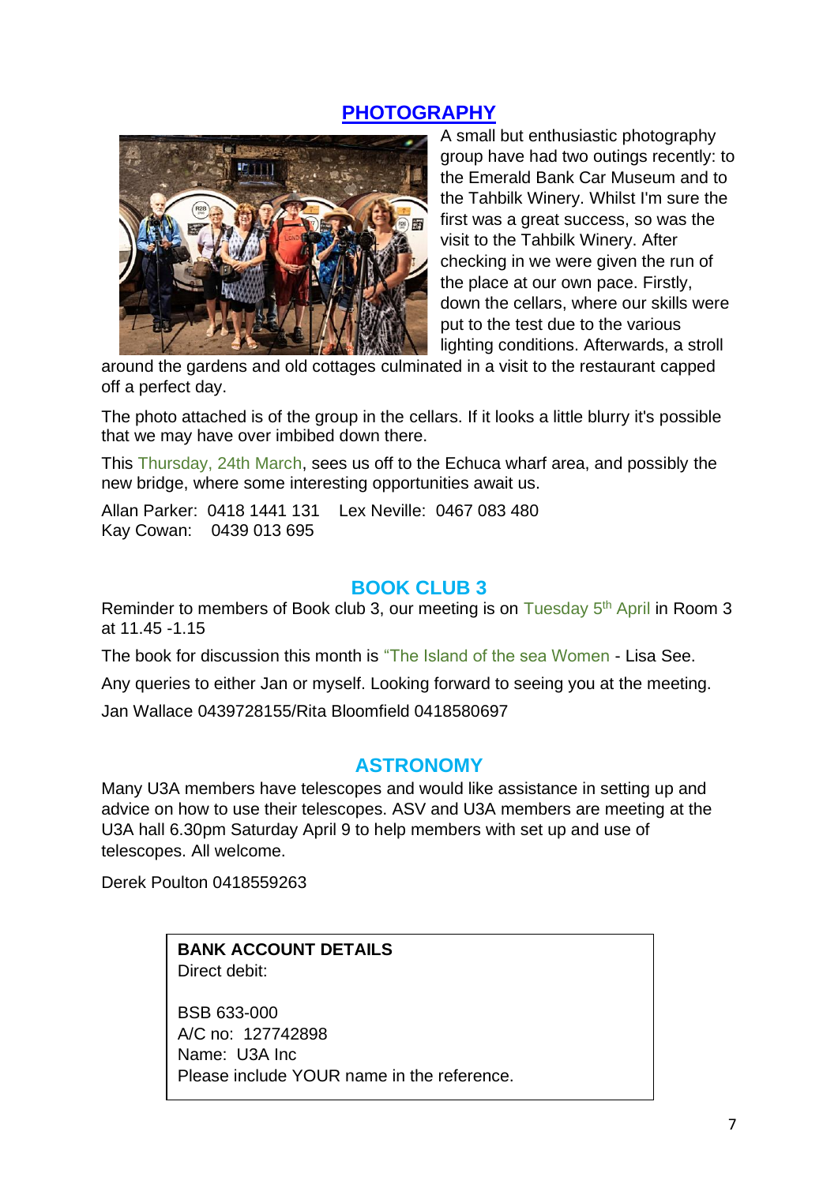## PHOTOGRAPHY

A small but enthusiastic photography group have had two outings recently: to the Emerald Bank Car Museum and to the Tahbilk Winery. Whilst I'm sure the first was a great success, so was the visit to the Tahbilk Winery. After checking in we were given the run of the place at our own pace. Firstly, down the cellars, where our skills were put to the test due to the various lighting conditions. Afterwards, a stroll around the gardens and old cottages culminated in a visit to the restaurant capped off a perfect day.

The photo attached is of the group in the cellars. If it looks a little blurry it's possible that we may have over imbibed down there.

This Thursday, 24th March, sees us off to the Echuca wharf area, and possibly the new bridge, where some interesting opportunities await us.

Allan Parker: 0418 1441 131 Lex Neville: 0467 083 480
Kay Cowan: 0439 013 695

## BOOK CLUB 3

Reminder to members of Book club 3, our meeting is on Tuesday 5th April in Room 3 at 11.45 -1.15

The book for discussion this month is "The Island of the sea Women - Lisa See.

Any queries to either Jan or myself. Looking forward to seeing you at the meeting.

Jan Wallace 0439728155/Rita Bloomfield 0418580697

## ASTRONOMY

Many U3A members have telescopes and would like assistance in setting up and advice on how to use their telescopes. ASV and U3A members are meeting at the U3A hall 6.30pm Saturday April 9 to help members with set up and use of telescopes. All welcome.

Derek Poulton 0418559263

**BANK ACCOUNT DETAILS**
Direct debit:

BSB 633-000
A/C no: 127742898
Name: U3A Inc
Please include YOUR name in the reference.